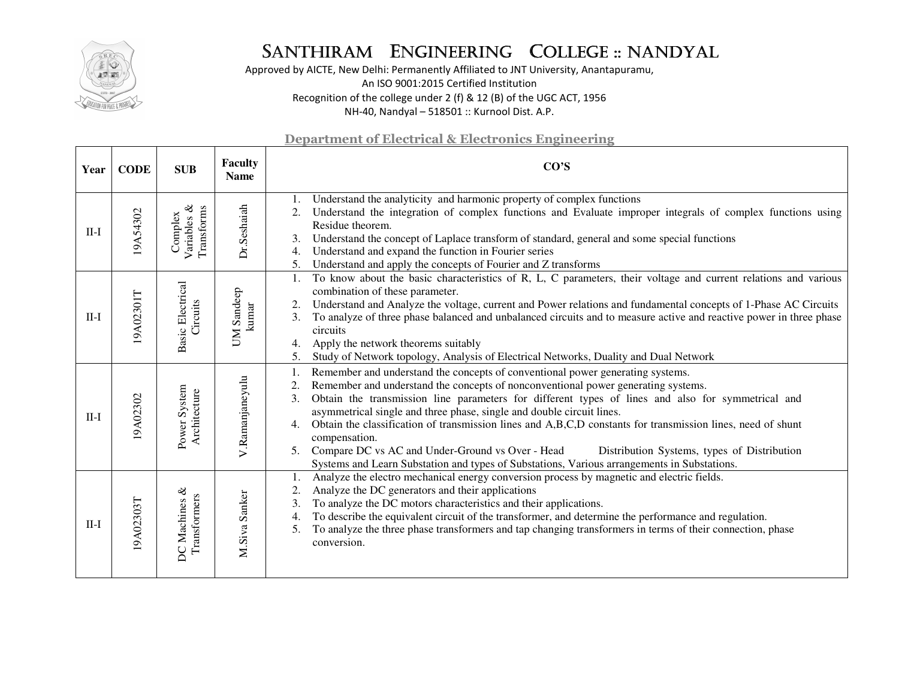# SANTHIRAM ENGINEERING COLLEGE :: NANDYAL

Approved by AICTE, New Delhi: Permanently Affiliated to JNT University, Anantapuramu,
An ISO 9001:2015 Certified Institution
Recognition of the college under 2 (f) & 12 (B) of the UGC ACT, 1956
NH-40, Nandyal – 518501 :: Kurnool Dist. A.P.

## Department of Electrical & Electronics Engineering

| Year | CODE | SUB | Faculty Name | CO'S |
|---|---|---|---|---|
| II-I | 19A54302 | Complex Variables & Transforms | Dr.Seshaiah | 1. Understand the analyticity and harmonic property of complex functions<br>2. Understand the integration of complex functions and Evaluate improper integrals of complex functions using Residue theorem.<br>3. Understand the concept of Laplace transform of standard, general and some special functions<br>4. Understand and expand the function in Fourier series<br>5. Understand and apply the concepts of Fourier and Z transforms |
| II-I | 19A02301T | Basic Electrical Circuits | UM Sandeep kumar | 1. To know about the basic characteristics of R, L, C parameters, their voltage and current relations and various combination of these parameter.<br>2. Understand and Analyze the voltage, current and Power relations and fundamental concepts of 1-Phase AC Circuits<br>3. To analyze of three phase balanced and unbalanced circuits and to measure active and reactive power in three phase circuits<br>4. Apply the network theorems suitably<br>5. Study of Network topology, Analysis of Electrical Networks, Duality and Dual Network |
| II-I | 19A02302 | Power System Architecture | V.Ramanjaneyulu | 1. Remember and understand the concepts of conventional power generating systems.<br>2. Remember and understand the concepts of nonconventional power generating systems.<br>3. Obtain the transmission line parameters for different types of lines and also for symmetrical and asymmetrical single and three phase, single and double circuit lines.<br>4. Obtain the classification of transmission lines and A,B,C,D constants for transmission lines, need of shunt compensation.<br>5. Compare DC vs AC and Under-Ground vs Over - Head Distribution Systems, types of Distribution Systems and Learn Substation and types of Substations, Various arrangements in Substations. |
| II-I | 19A02303T | DC Machines & Transformers | M.Siva Sanker | 1. Analyze the electro mechanical energy conversion process by magnetic and electric fields.<br>2. Analyze the DC generators and their applications<br>3. To analyze the DC motors characteristics and their applications.<br>4. To describe the equivalent circuit of the transformer, and determine the performance and regulation.<br>5. To analyze the three phase transformers and tap changing transformers in terms of their connection, phase conversion. |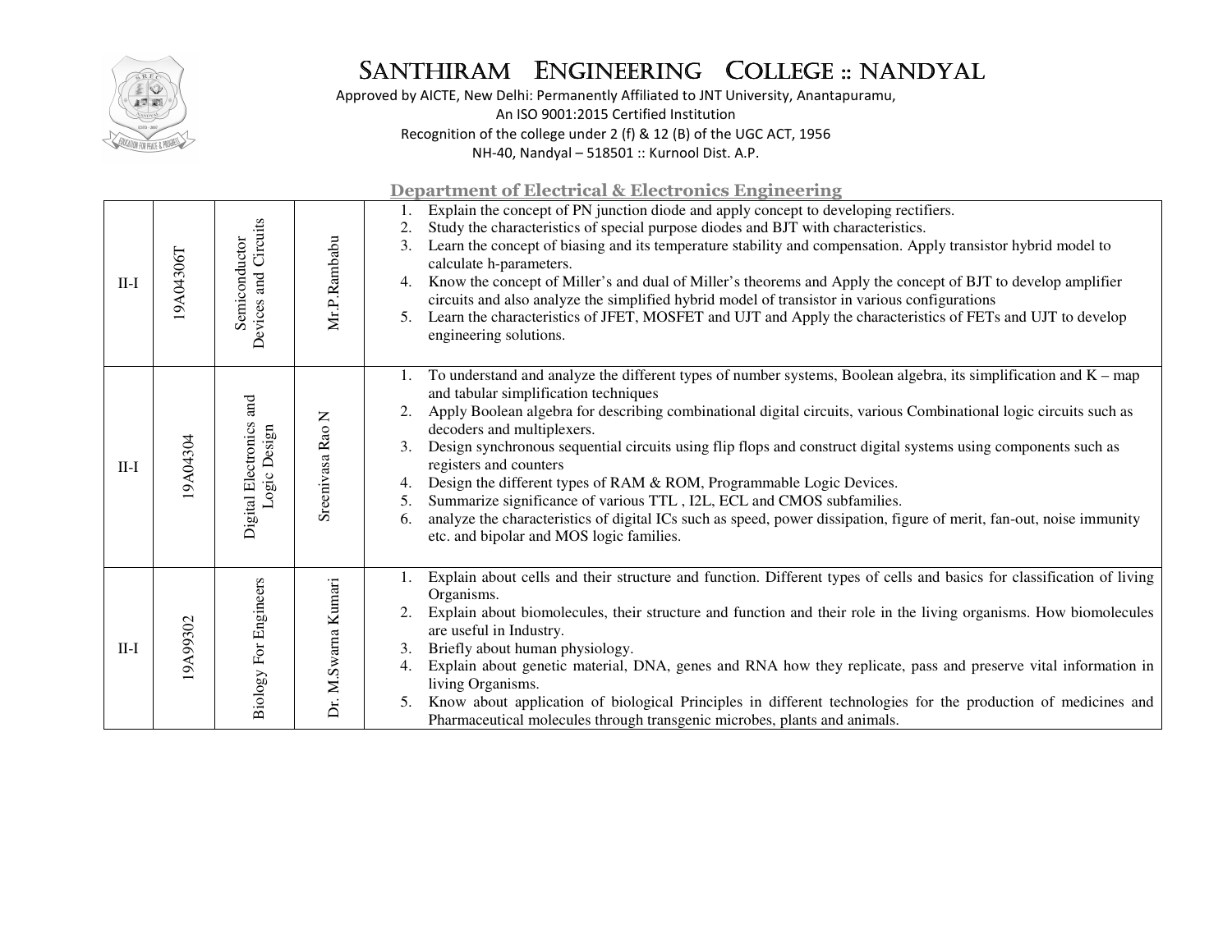# SANTHIRAM ENGINEERING COLLEGE :: NANDYAL

Approved by AICTE, New Delhi: Permanently Affiliated to JNT University, Anantapuramu,
An ISO 9001:2015 Certified Institution
Recognition of the college under 2 (f) & 12 (B) of the UGC ACT, 1956
NH-40, Nandyal – 518501 :: Kurnool Dist. A.P.

## Department of Electrical & Electronics Engineering

| | | | | |
|---|---|---|---|---|
| II-I | 19A04306T | Semiconductor Devices and Circuits | Mr.P.Rambabu | 1. Explain the concept of PN junction diode and apply concept to developing rectifiers.<br>2. Study the characteristics of special purpose diodes and BJT with characteristics.<br>3. Learn the concept of biasing and its temperature stability and compensation. Apply transistor hybrid model to calculate h-parameters.<br>4. Know the concept of Miller's and dual of Miller's theorems and Apply the concept of BJT to develop amplifier circuits and also analyze the simplified hybrid model of transistor in various configurations<br>5. Learn the characteristics of JFET, MOSFET and UJT and Apply the characteristics of FETs and UJT to develop engineering solutions. |
| II-I | 19A04304 | Digital Electronics and Logic Design | Sreenivasa Rao N | 1. To understand and analyze the different types of number systems, Boolean algebra, its simplification and K – map and tabular simplification techniques<br>2. Apply Boolean algebra for describing combinational digital circuits, various Combinational logic circuits such as decoders and multiplexers.<br>3. Design synchronous sequential circuits using flip flops and construct digital systems using components such as registers and counters<br>4. Design the different types of RAM & ROM, Programmable Logic Devices.<br>5. Summarize significance of various TTL , I2L, ECL and CMOS subfamilies.<br>6. analyze the characteristics of digital ICs such as speed, power dissipation, figure of merit, fan-out, noise immunity etc. and bipolar and MOS logic families. |
| II-I | 19A99302 | Biology For Engineers | Dr. M.Swarna Kumari | 1. Explain about cells and their structure and function. Different types of cells and basics for classification of living Organisms.<br>2. Explain about biomolecules, their structure and function and their role in the living organisms. How biomolecules are useful in Industry.<br>3. Briefly about human physiology.<br>4. Explain about genetic material, DNA, genes and RNA how they replicate, pass and preserve vital information in living Organisms.<br>5. Know about application of biological Principles in different technologies for the production of medicines and Pharmaceutical molecules through transgenic microbes, plants and animals. |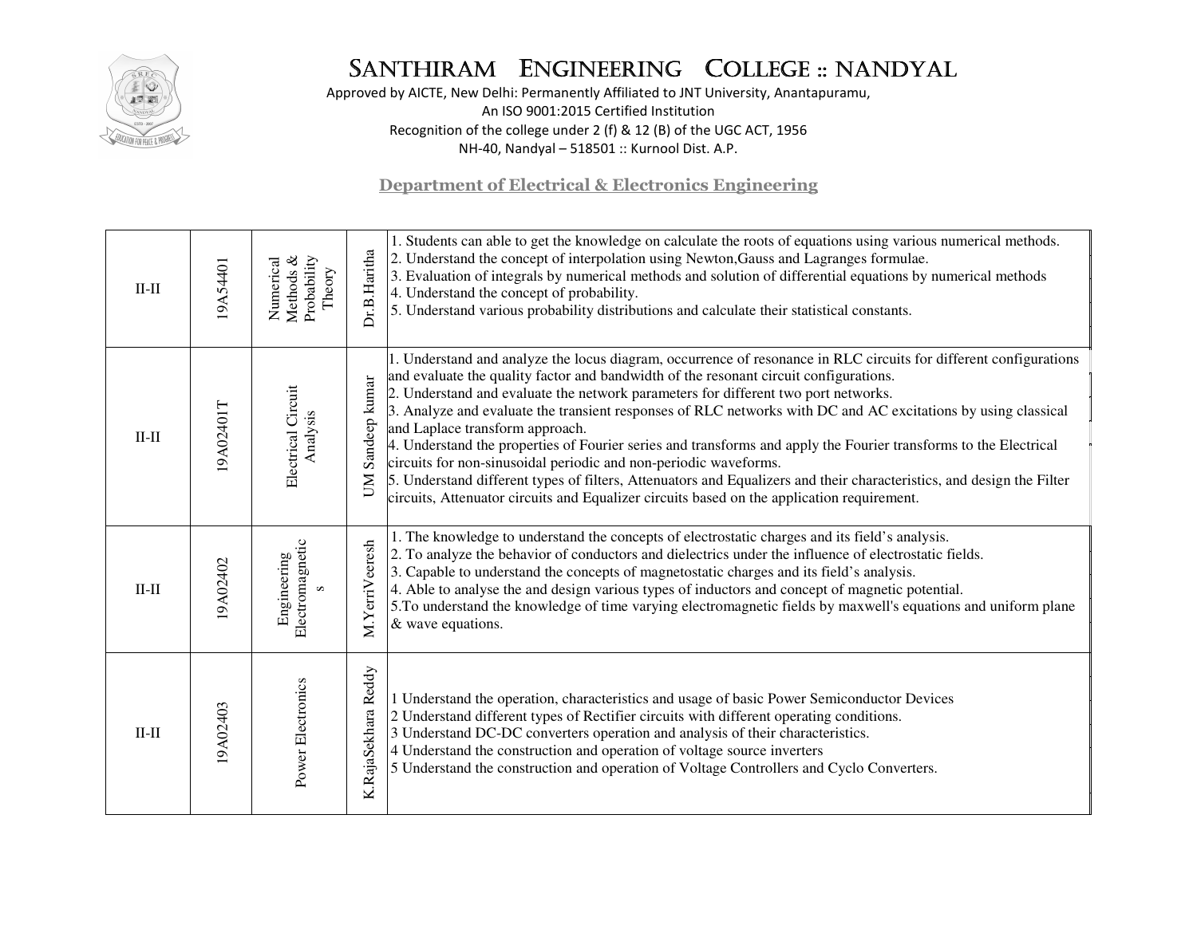# SANTHIRAM ENGINEERING COLLEGE :: NANDYAL

Approved by AICTE, New Delhi: Permanently Affiliated to JNT University, Anantapuramu,
An ISO 9001:2015 Certified Institution
Recognition of the college under 2 (f) & 12 (B) of the UGC ACT, 1956
NH-40, Nandyal – 518501 :: Kurnool Dist. A.P.

## Department of Electrical & Electronics Engineering

| | | | | |
|---|---|---|---|---|
| II-II | 19A54401 | Numerical Methods & Probability Theory | Dr.B.Haritha | 1. Students can able to get the knowledge on calculate the roots of equations using various numerical methods.<br>2. Understand the concept of interpolation using Newton,Gauss and Lagranges formulae.<br>3. Evaluation of integrals by numerical methods and solution of differential equations by numerical methods<br>4. Understand the concept of probability.<br>5. Understand various probability distributions and calculate their statistical constants. |
| II-II | 19A02401T | Electrical Circuit Analysis | UM Sandeep kumar | 1. Understand and analyze the locus diagram, occurrence of resonance in RLC circuits for different configurations and evaluate the quality factor and bandwidth of the resonant circuit configurations.<br>2. Understand and evaluate the network parameters for different two port networks.<br>3. Analyze and evaluate the transient responses of RLC networks with DC and AC excitations by using classical and Laplace transform approach.<br>4. Understand the properties of Fourier series and transforms and apply the Fourier transforms to the Electrical circuits for non-sinusoidal periodic and non-periodic waveforms.<br>5. Understand different types of filters, Attenuators and Equalizers and their characteristics, and design the Filter circuits, Attenuator circuits and Equalizer circuits based on the application requirement. |
| II-II | 19A02402 | Engineering Electromagnetics | M.YerriVeeresh | 1. The knowledge to understand the concepts of electrostatic charges and its field's analysis.<br>2. To analyze the behavior of conductors and dielectrics under the influence of electrostatic fields.<br>3. Capable to understand the concepts of magnetostatic charges and its field's analysis.<br>4. Able to analyse the and design various types of inductors and concept of magnetic potential.<br>5.To understand the knowledge of time varying electromagnetic fields by maxwell's equations and uniform plane & wave equations. |
| II-II | 19A02403 | Power Electronics | K.RajaSekhara Reddy | 1 Understand the operation, characteristics and usage of basic Power Semiconductor Devices<br>2 Understand different types of Rectifier circuits with different operating conditions.<br>3 Understand DC-DC converters operation and analysis of their characteristics.<br>4 Understand the construction and operation of voltage source inverters<br>5 Understand the construction and operation of Voltage Controllers and Cyclo Converters. |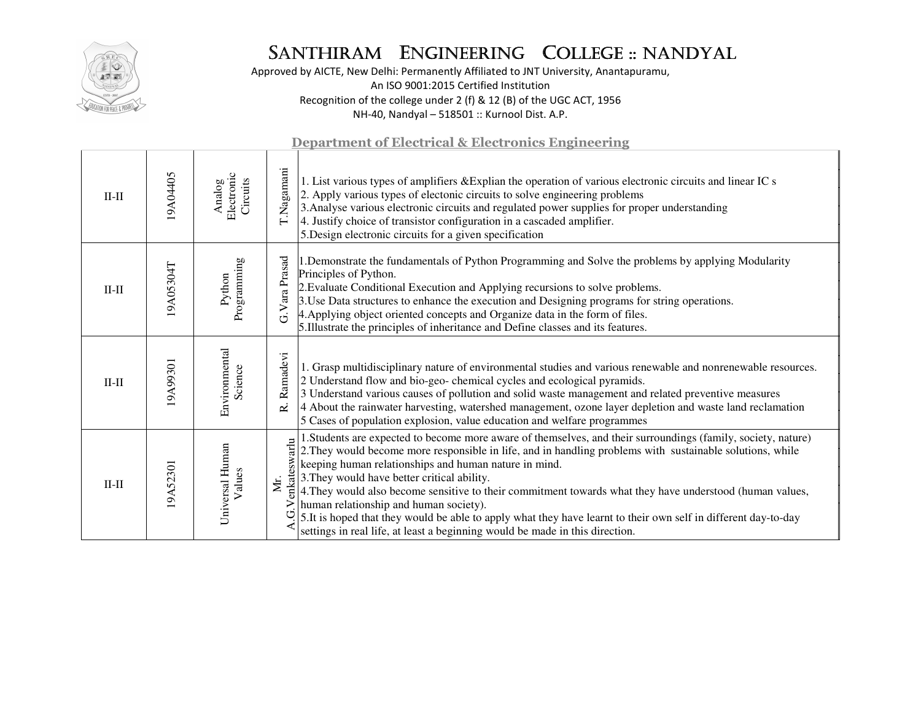# Santhiram Engineering College :: Nandyal

Approved by AICTE, New Delhi: Permanently Affiliated to JNT University, Anantapuramu,
An ISO 9001:2015 Certified Institution
Recognition of the college under 2 (f) & 12 (B) of the UGC ACT, 1956
NH-40, Nandyal – 518501 :: Kurnool Dist. A.P.

## Department of Electrical & Electronics Engineering

| | | | | |
|---|---|---|---|---|
| II-II | 19A04405 | Analog Electronic Circuits | T.Nagamani | 1. List various types of amplifiers &Explian the operation of various electronic circuits and linear IC s<br>2. Apply various types of electonic circuits to solve engineering problems<br>3.Analyse various electronic circuits and regulated power supplies for proper understanding<br>4. Justify choice of transistor configuration in a cascaded amplifier.<br>5.Design electronic circuits for a given specification |
| II-II | 19A05304T | Python Programming | G.Vara Prasad | 1.Demonstrate the fundamentals of Python Programming and Solve the problems by applying Modularity Principles of Python.<br>2.Evaluate Conditional Execution and Applying recursions to solve problems.<br>3.Use Data structures to enhance the execution and Designing programs for string operations.<br>4.Applying object oriented concepts and Organize data in the form of files.<br>5.Illustrate the principles of inheritance and Define classes and its features. |
| II-II | 19A99301 | Environmental Science | R. Ramadevi | 1. Grasp multidisciplinary nature of environmental studies and various renewable and nonrenewable resources.<br>2 Understand flow and bio-geo- chemical cycles and ecological pyramids.<br>3 Understand various causes of pollution and solid waste management and related preventive measures<br>4 About the rainwater harvesting, watershed management, ozone layer depletion and waste land reclamation<br>5 Cases of population explosion, value education and welfare programmes |
| II-II | 19A52301 | Universal Human Values | Mr. A.G.Venkateswarlu | 1.Students are expected to become more aware of themselves, and their surroundings (family, society, nature)<br>2.They would become more responsible in life, and in handling problems with sustainable solutions, while keeping human relationships and human nature in mind.<br>3.They would have better critical ability.<br>4.They would also become sensitive to their commitment towards what they have understood (human values, human relationship and human society).<br>5.It is hoped that they would be able to apply what they have learnt to their own self in different day-to-day settings in real life, at least a beginning would be made in this direction. |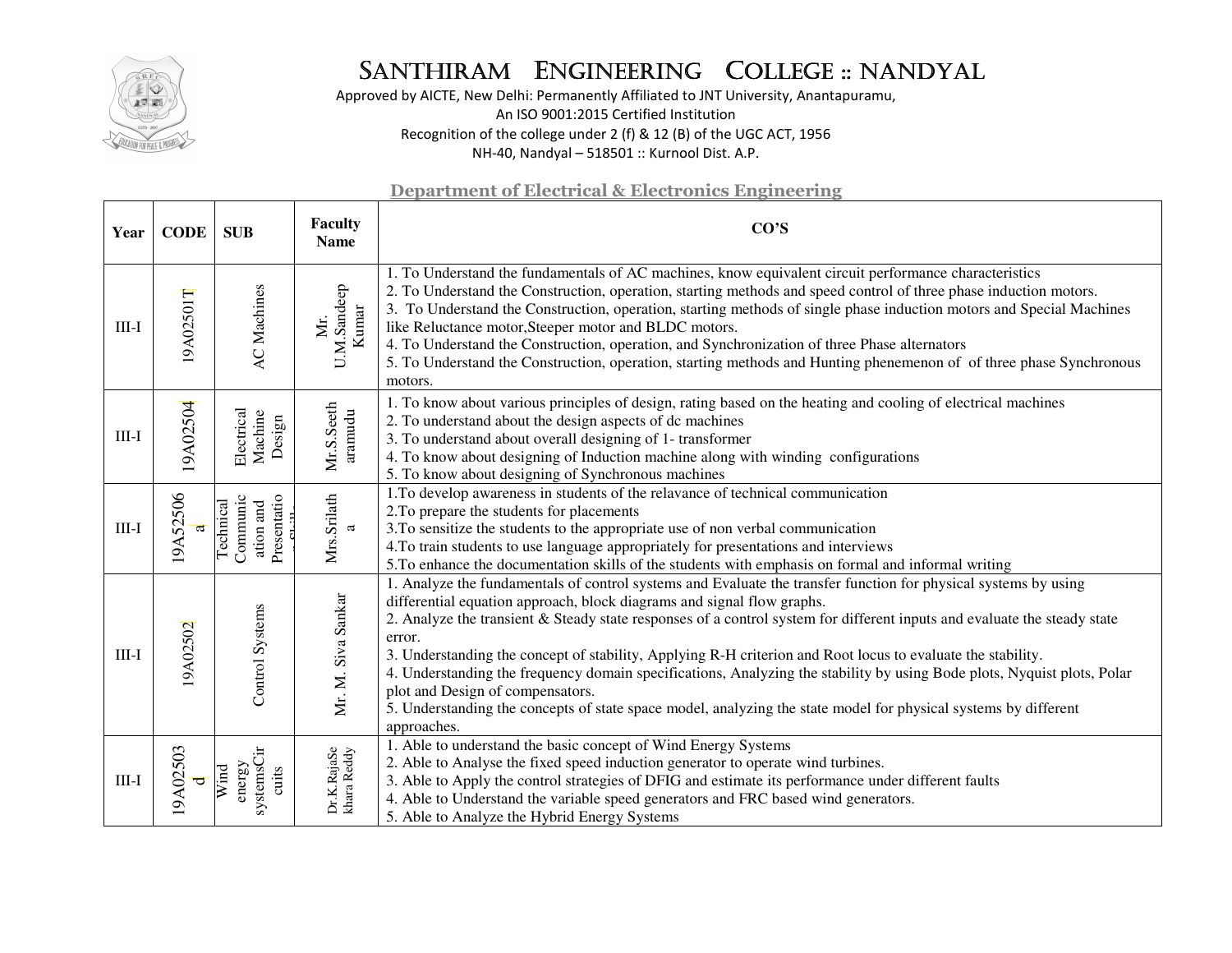# Santhiram Engineering College :: Nandyal

Approved by AICTE, New Delhi: Permanently Affiliated to JNT University, Anantapuramu,
An ISO 9001:2015 Certified Institution
Recognition of the college under 2 (f) & 12 (B) of the UGC ACT, 1956
NH-40, Nandyal – 518501 :: Kurnool Dist. A.P.

## Department of Electrical & Electronics Engineering

| Year | CODE | SUB | Faculty Name | CO'S |
|---|---|---|---|---|
| III-I | 19A02501T | AC Machines | Mr. U.M.Sandeep Kumar | 1. To Understand the fundamentals of AC machines, know equivalent circuit performance characteristics<br>2. To Understand the Construction, operation, starting methods and speed control of three phase induction motors.<br>3. To Understand the Construction, operation, starting methods of single phase induction motors and Special Machines like Reluctance motor,Steeper motor and BLDC motors.<br>4. To Understand the Construction, operation, and Synchronization of three Phase alternators<br>5. To Understand the Construction, operation, starting methods and Hunting phenemenon of of three phase Synchronous motors. |
| III-I | 19A02504 | Electrical Machine Design | Mr.S.Seetharamudu | 1. To know about various principles of design, rating based on the heating and cooling of electrical machines<br>2. To understand about the design aspects of dc machines<br>3. To understand about overall designing of 1- transformer<br>4. To know about designing of Induction machine along with winding configurations<br>5. To know about designing of Synchronous machines |
| III-I | 19A52506a | Technical Communication and Presentation Skills | Mrs.Srilatha | 1.To develop awareness in students of the relavance of technical communication<br>2.To prepare the students for placements<br>3.To sensitize the students to the appropriate use of non verbal communication<br>4.To train students to use language appropriately for presentations and interviews<br>5.To enhance the documentation skills of the students with emphasis on formal and informal writing |
| III-I | 19A02502 | Control Systems | Mr. M. Siva Sankar | 1. Analyze the fundamentals of control systems and Evaluate the transfer function for physical systems by using differential equation approach, block diagrams and signal flow graphs.<br>2. Analyze the transient & Steady state responses of a control system for different inputs and evaluate the steady state error.<br>3. Understanding the concept of stability, Applying R-H criterion and Root locus to evaluate the stability.<br>4. Understanding the frequency domain specifications, Analyzing the stability by using Bode plots, Nyquist plots, Polar plot and Design of compensators.<br>5. Understanding the concepts of state space model, analyzing the state model for physical systems by different approaches. |
| III-I | 19A02503d | Wind energy systemsCircuits | Dr.K.RajaSekhara Reddy | 1. Able to understand the basic concept of Wind Energy Systems<br>2. Able to Analyse the fixed speed induction generator to operate wind turbines.<br>3. Able to Apply the control strategies of DFIG and estimate its performance under different faults<br>4. Able to Understand the variable speed generators and FRC based wind generators.<br>5. Able to Analyze the Hybrid Energy Systems |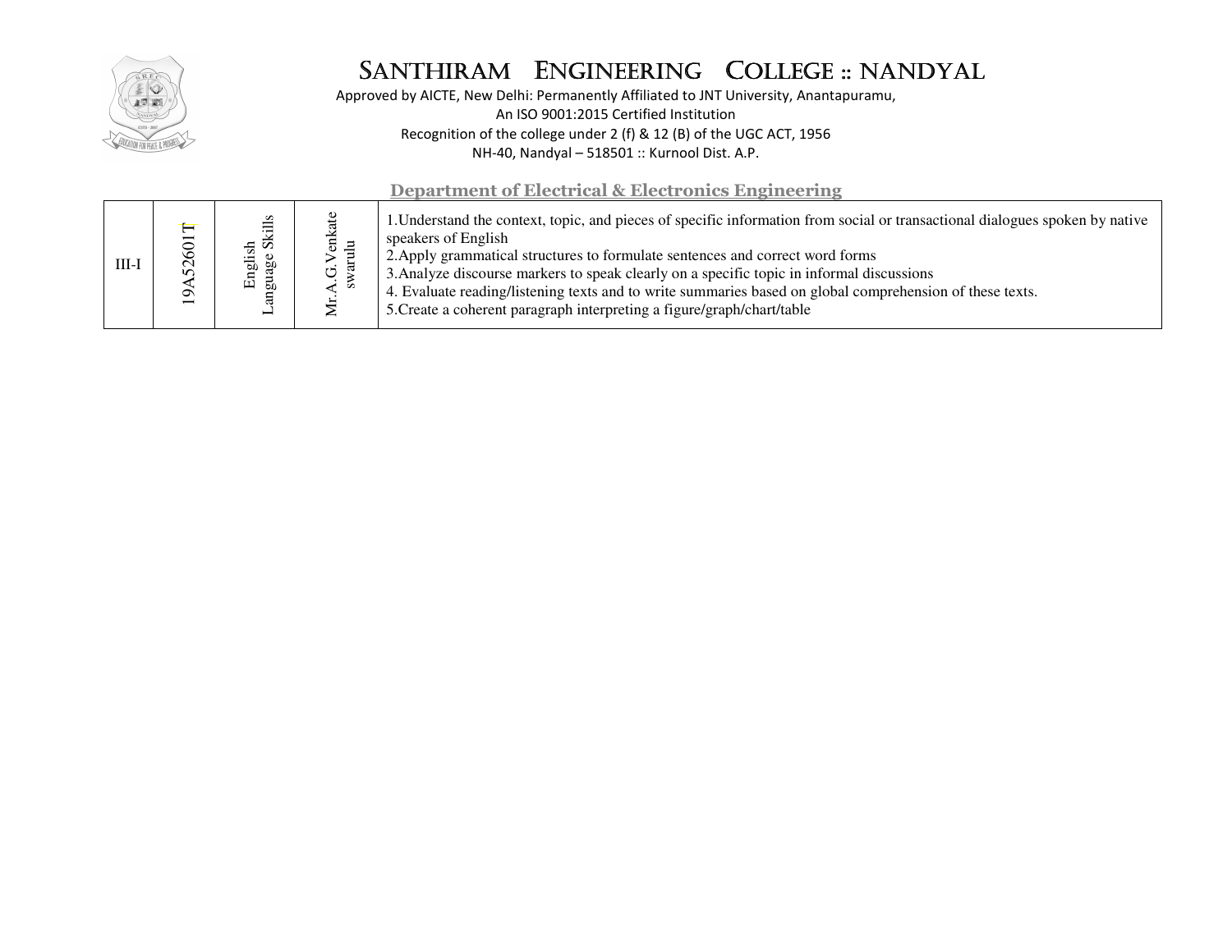# Santhiram Engineering College :: Nandyal

Approved by AICTE, New Delhi: Permanently Affiliated to JNT University, Anantapuramu,
An ISO 9001:2015 Certified Institution
Recognition of the college under 2 (f) & 12 (B) of the UGC ACT, 1956
NH-40, Nandyal – 518501 :: Kurnool Dist. A.P.

## Department of Electrical & Electronics Engineering

| | | | | |
|---|---|---|---|---|
| III-I | 19A52601T | English Language Skills | Mr.A.G.Venkate swarulu | 1.Understand the context, topic, and pieces of specific information from social or transactional dialogues spoken by native speakers of English<br>2.Apply grammatical structures to formulate sentences and correct word forms<br>3.Analyze discourse markers to speak clearly on a specific topic in informal discussions<br>4. Evaluate reading/listening texts and to write summaries based on global comprehension of these texts.<br>5.Create a coherent paragraph interpreting a figure/graph/chart/table |